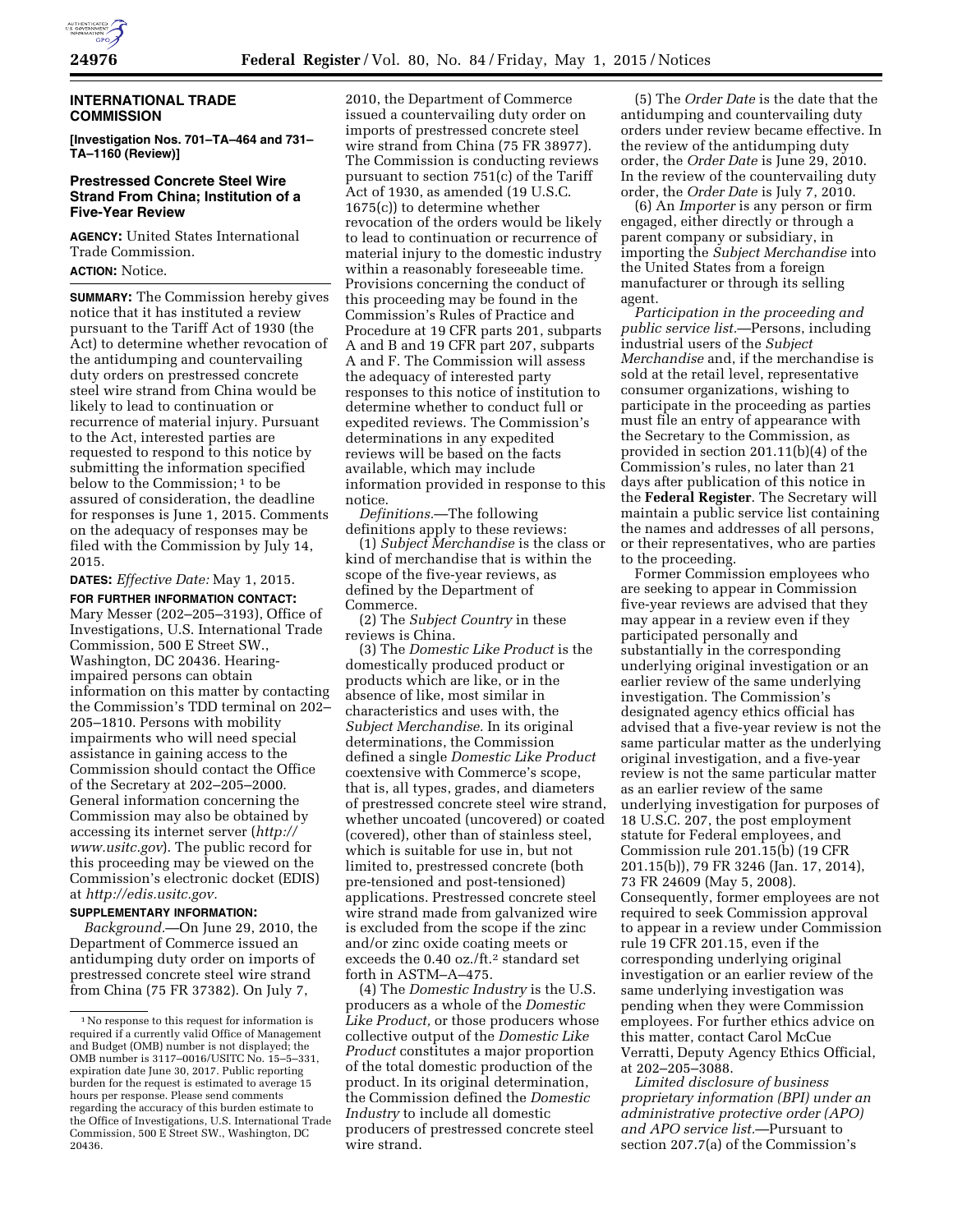## INTERNATIONAL TRADE COMMISSION

**[Investigation Nos. 701–TA–464 and 731–TA–1160 (Review)]**

### Prestressed Concrete Steel Wire Strand From China; Institution of a Five-Year Review

**AGENCY:** United States International Trade Commission.

**ACTION:** Notice.

**SUMMARY:** The Commission hereby gives notice that it has instituted a review pursuant to the Tariff Act of 1930 (the Act) to determine whether revocation of the antidumping and countervailing duty orders on prestressed concrete steel wire strand from China would be likely to lead to continuation or recurrence of material injury. Pursuant to the Act, interested parties are requested to respond to this notice by submitting the information specified below to the Commission;[1] to be assured of consideration, the deadline for responses is June 1, 2015. Comments on the adequacy of responses may be filed with the Commission by July 14, 2015.

**DATES:** *Effective Date:* May 1, 2015.

**FOR FURTHER INFORMATION CONTACT:** Mary Messer (202–205–3193), Office of Investigations, U.S. International Trade Commission, 500 E Street SW., Washington, DC 20436. Hearing-impaired persons can obtain information on this matter by contacting the Commission's TDD terminal on 202–205–1810. Persons with mobility impairments who will need special assistance in gaining access to the Commission should contact the Office of the Secretary at 202–205–2000. General information concerning the Commission may also be obtained by accessing its internet server (*http://www.usitc.gov*). The public record for this proceeding may be viewed on the Commission's electronic docket (EDIS) at *http://edis.usitc.gov.*

**SUPPLEMENTARY INFORMATION:**

*Background.*—On June 29, 2010, the Department of Commerce issued an antidumping duty order on imports of prestressed concrete steel wire strand from China (75 FR 37382). On July 7, 2010, the Department of Commerce issued a countervailing duty order on imports of prestressed concrete steel wire strand from China (75 FR 38977). The Commission is conducting reviews pursuant to section 751(c) of the Tariff Act of 1930, as amended (19 U.S.C. 1675(c)) to determine whether revocation of the orders would be likely to lead to continuation or recurrence of material injury to the domestic industry within a reasonably foreseeable time. Provisions concerning the conduct of this proceeding may be found in the Commission's Rules of Practice and Procedure at 19 CFR parts 201, subparts A and B and 19 CFR part 207, subparts A and F. The Commission will assess the adequacy of interested party responses to this notice of institution to determine whether to conduct full or expedited reviews. The Commission's determinations in any expedited reviews will be based on the facts available, which may include information provided in response to this notice.

*Definitions.*—The following definitions apply to these reviews:

(1) *Subject Merchandise* is the class or kind of merchandise that is within the scope of the five-year reviews, as defined by the Department of Commerce.

(2) The *Subject Country* in these reviews is China.

(3) The *Domestic Like Product* is the domestically produced product or products which are like, or in the absence of like, most similar in characteristics and uses with, the *Subject Merchandise.* In its original determinations, the Commission defined a single *Domestic Like Product* coextensive with Commerce's scope, that is, all types, grades, and diameters of prestressed concrete steel wire strand, whether uncoated (uncovered) or coated (covered), other than of stainless steel, which is suitable for use in, but not limited to, prestressed concrete (both pre-tensioned and post-tensioned) applications. Prestressed concrete steel wire strand made from galvanized wire is excluded from the scope if the zinc and/or zinc oxide coating meets or exceeds the 0.40 oz./ft.[2] standard set forth in ASTM–A–475.

(4) The *Domestic Industry* is the U.S. producers as a whole of the *Domestic Like Product,* or those producers whose collective output of the *Domestic Like Product* constitutes a major proportion of the total domestic production of the product. In its original determination, the Commission defined the *Domestic Industry* to include all domestic producers of prestressed concrete steel wire strand.

(5) The *Order Date* is the date that the antidumping and countervailing duty orders under review became effective. In the review of the antidumping duty order, the *Order Date* is June 29, 2010. In the review of the countervailing duty order, the *Order Date* is July 7, 2010.

(6) An *Importer* is any person or firm engaged, either directly or through a parent company or subsidiary, in importing the *Subject Merchandise* into the United States from a foreign manufacturer or through its selling agent.

*Participation in the proceeding and public service list.*—Persons, including industrial users of the *Subject Merchandise* and, if the merchandise is sold at the retail level, representative consumer organizations, wishing to participate in the proceeding as parties must file an entry of appearance with the Secretary to the Commission, as provided in section 201.11(b)(4) of the Commission's rules, no later than 21 days after publication of this notice in the **Federal Register**. The Secretary will maintain a public service list containing the names and addresses of all persons, or their representatives, who are parties to the proceeding.

Former Commission employees who are seeking to appear in Commission five-year reviews are advised that they may appear in a review even if they participated personally and substantially in the corresponding underlying original investigation or an earlier review of the same underlying investigation. The Commission's designated agency ethics official has advised that a five-year review is not the same particular matter as the underlying original investigation, and a five-year review is not the same particular matter as an earlier review of the same underlying investigation for purposes of 18 U.S.C. 207, the post employment statute for Federal employees, and Commission rule 201.15(b) (19 CFR 201.15(b)), 79 FR 3246 (Jan. 17, 2014), 73 FR 24609 (May 5, 2008). Consequently, former employees are not required to seek Commission approval to appear in a review under Commission rule 19 CFR 201.15, even if the corresponding underlying original investigation or an earlier review of the same underlying investigation was pending when they were Commission employees. For further ethics advice on this matter, contact Carol McCue Verratti, Deputy Agency Ethics Official, at 202–205–3088.

*Limited disclosure of business proprietary information (BPI) under an administrative protective order (APO) and APO service list.*—Pursuant to section 207.7(a) of the Commission's

---

[1] No response to this request for information is required if a currently valid Office of Management and Budget (OMB) number is not displayed; the OMB number is 3117–0016/USITC No. 15–5–331, expiration date June 30, 2017. Public reporting burden for the request is estimated to average 15 hours per response. Please send comments regarding the accuracy of this burden estimate to the Office of Investigations, U.S. International Trade Commission, 500 E Street SW., Washington, DC 20436.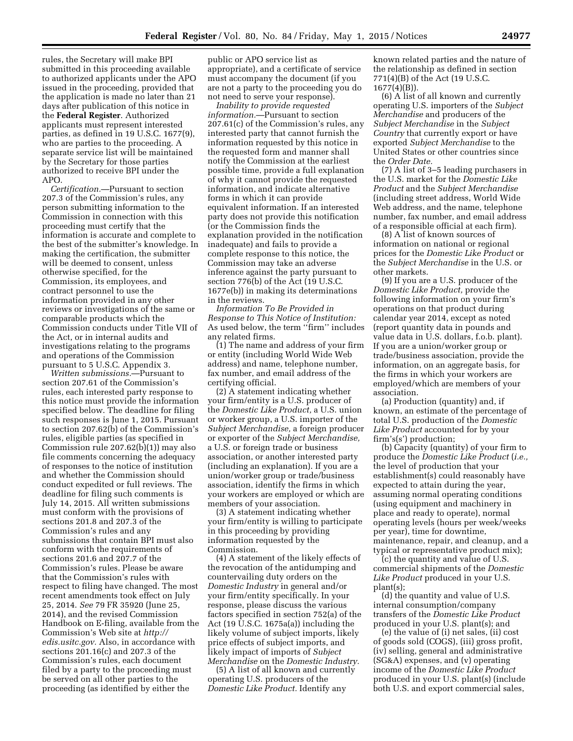rules, the Secretary will make BPI submitted in this proceeding available to authorized applicants under the APO issued in the proceeding, provided that the application is made no later than 21 days after publication of this notice in the **Federal Register**. Authorized applicants must represent interested parties, as defined in 19 U.S.C. 1677(9), who are parties to the proceeding. A separate service list will be maintained by the Secretary for those parties authorized to receive BPI under the APO.

*Certification.*—Pursuant to section 207.3 of the Commission's rules, any person submitting information to the Commission in connection with this proceeding must certify that the information is accurate and complete to the best of the submitter's knowledge. In making the certification, the submitter will be deemed to consent, unless otherwise specified, for the Commission, its employees, and contract personnel to use the information provided in any other reviews or investigations of the same or comparable products which the Commission conducts under Title VII of the Act, or in internal audits and investigations relating to the programs and operations of the Commission pursuant to 5 U.S.C. Appendix 3.

*Written submissions.*—Pursuant to section 207.61 of the Commission's rules, each interested party response to this notice must provide the information specified below. The deadline for filing such responses is June 1, 2015. Pursuant to section 207.62(b) of the Commission's rules, eligible parties (as specified in Commission rule 207.62(b)(1)) may also file comments concerning the adequacy of responses to the notice of institution and whether the Commission should conduct expedited or full reviews. The deadline for filing such comments is July 14, 2015. All written submissions must conform with the provisions of sections 201.8 and 207.3 of the Commission's rules and any submissions that contain BPI must also conform with the requirements of sections 201.6 and 207.7 of the Commission's rules. Please be aware that the Commission's rules with respect to filing have changed. The most recent amendments took effect on July 25, 2014. *See* 79 FR 35920 (June 25, 2014), and the revised Commission Handbook on E-filing, available from the Commission's Web site at *http://edis.usitc.gov.* Also, in accordance with sections 201.16(c) and 207.3 of the Commission's rules, each document filed by a party to the proceeding must be served on all other parties to the proceeding (as identified by either the public or APO service list as appropriate), and a certificate of service must accompany the document (if you are not a party to the proceeding you do not need to serve your response).

*Inability to provide requested information.*—Pursuant to section 207.61(c) of the Commission's rules, any interested party that cannot furnish the information requested by this notice in the requested form and manner shall notify the Commission at the earliest possible time, provide a full explanation of why it cannot provide the requested information, and indicate alternative forms in which it can provide equivalent information. If an interested party does not provide this notification (or the Commission finds the explanation provided in the notification inadequate) and fails to provide a complete response to this notice, the Commission may take an adverse inference against the party pursuant to section 776(b) of the Act (19 U.S.C. 1677e(b)) in making its determinations in the reviews.

*Information To Be Provided in Response to This Notice of Institution:* As used below, the term "firm" includes any related firms.

(1) The name and address of your firm or entity (including World Wide Web address) and name, telephone number, fax number, and email address of the certifying official.

(2) A statement indicating whether your firm/entity is a U.S. producer of the *Domestic Like Product,* a U.S. union or worker group, a U.S. importer of the *Subject Merchandise,* a foreign producer or exporter of the *Subject Merchandise,* a U.S. or foreign trade or business association, or another interested party (including an explanation). If you are a union/worker group or trade/business association, identify the firms in which your workers are employed or which are members of your association.

(3) A statement indicating whether your firm/entity is willing to participate in this proceeding by providing information requested by the Commission.

(4) A statement of the likely effects of the revocation of the antidumping and countervailing duty orders on the *Domestic Industry* in general and/or your firm/entity specifically. In your response, please discuss the various factors specified in section 752(a) of the Act (19 U.S.C. 1675a(a)) including the likely volume of subject imports, likely price effects of subject imports, and likely impact of imports of *Subject Merchandise* on the *Domestic Industry.*

(5) A list of all known and currently operating U.S. producers of the *Domestic Like Product.* Identify any known related parties and the nature of the relationship as defined in section 771(4)(B) of the Act (19 U.S.C. 1677(4)(B)).

(6) A list of all known and currently operating U.S. importers of the *Subject Merchandise* and producers of the *Subject Merchandise* in the *Subject Country* that currently export or have exported *Subject Merchandise* to the United States or other countries since the *Order Date.*

(7) A list of 3–5 leading purchasers in the U.S. market for the *Domestic Like Product* and the *Subject Merchandise* (including street address, World Wide Web address, and the name, telephone number, fax number, and email address of a responsible official at each firm).

(8) A list of known sources of information on national or regional prices for the *Domestic Like Product* or the *Subject Merchandise* in the U.S. or other markets.

(9) If you are a U.S. producer of the *Domestic Like Product,* provide the following information on your firm's operations on that product during calendar year 2014, except as noted (report quantity data in pounds and value data in U.S. dollars, f.o.b. plant). If you are a union/worker group or trade/business association, provide the information, on an aggregate basis, for the firms in which your workers are employed/which are members of your association.

(a) Production (quantity) and, if known, an estimate of the percentage of total U.S. production of the *Domestic Like Product* accounted for by your firm's(s') production;

(b) Capacity (quantity) of your firm to produce the *Domestic Like Product* (*i.e.,* the level of production that your establishment(s) could reasonably have expected to attain during the year, assuming normal operating conditions (using equipment and machinery in place and ready to operate), normal operating levels (hours per week/weeks per year), time for downtime, maintenance, repair, and cleanup, and a typical or representative product mix);

(c) the quantity and value of U.S. commercial shipments of the *Domestic Like Product* produced in your U.S. plant(s);

(d) the quantity and value of U.S. internal consumption/company transfers of the *Domestic Like Product* produced in your U.S. plant(s); and

(e) the value of (i) net sales, (ii) cost of goods sold (COGS), (iii) gross profit, (iv) selling, general and administrative (SG&A) expenses, and (v) operating income of the *Domestic Like Product* produced in your U.S. plant(s) (include both U.S. and export commercial sales,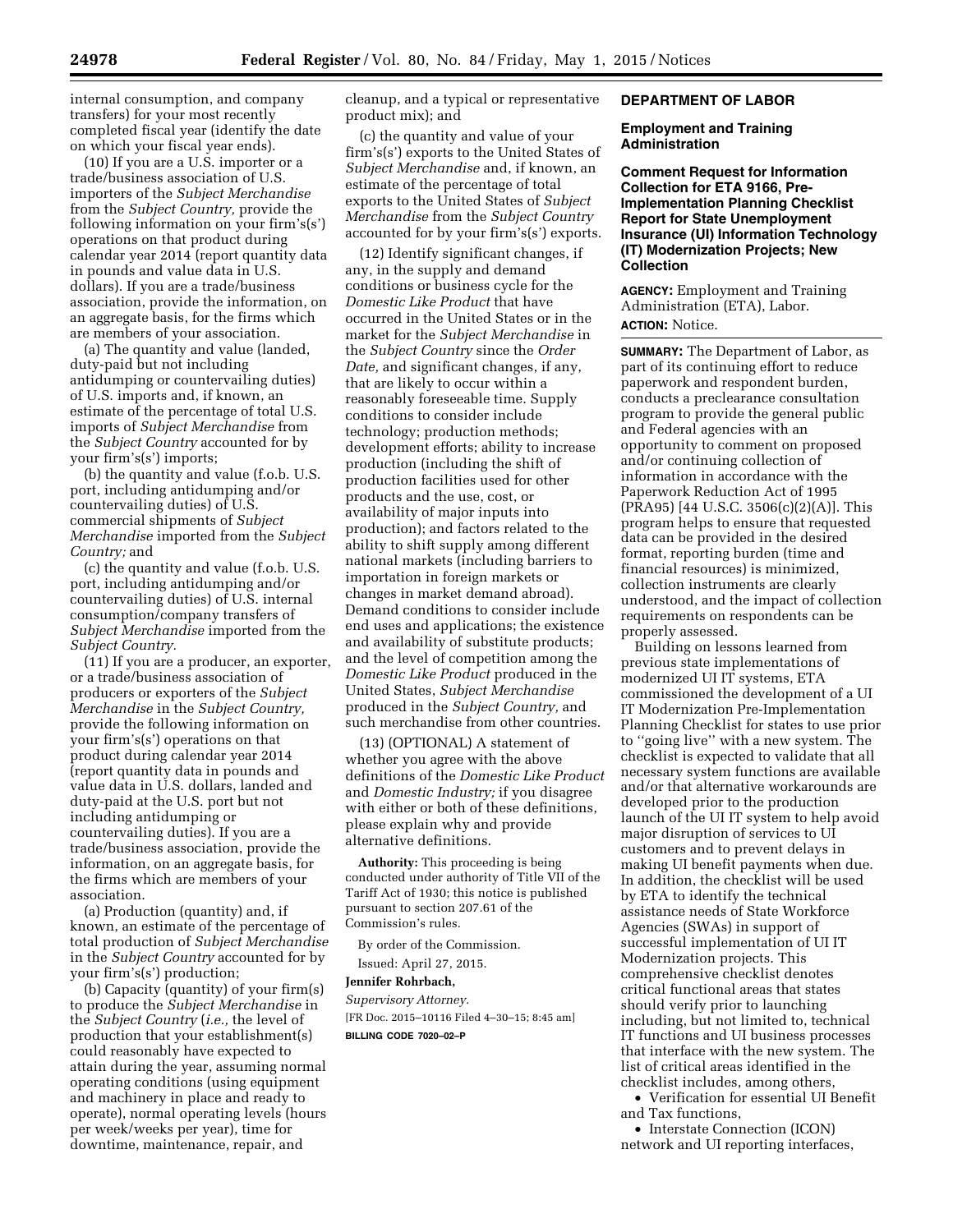internal consumption, and company transfers) for your most recently completed fiscal year (identify the date on which your fiscal year ends).

(10) If you are a U.S. importer or a trade/business association of U.S. importers of the *Subject Merchandise* from the *Subject Country,* provide the following information on your firm's(s') operations on that product during calendar year 2014 (report quantity data in pounds and value data in U.S. dollars). If you are a trade/business association, provide the information, on an aggregate basis, for the firms which are members of your association.

(a) The quantity and value (landed, duty-paid but not including antidumping or countervailing duties) of U.S. imports and, if known, an estimate of the percentage of total U.S. imports of *Subject Merchandise* from the *Subject Country* accounted for by your firm's(s') imports;

(b) the quantity and value (f.o.b. U.S. port, including antidumping and/or countervailing duties) of U.S. commercial shipments of *Subject Merchandise* imported from the *Subject Country;* and

(c) the quantity and value (f.o.b. U.S. port, including antidumping and/or countervailing duties) of U.S. internal consumption/company transfers of *Subject Merchandise* imported from the *Subject Country.*

(11) If you are a producer, an exporter, or a trade/business association of producers or exporters of the *Subject Merchandise* in the *Subject Country,* provide the following information on your firm's(s') operations on that product during calendar year 2014 (report quantity data in pounds and value data in U.S. dollars, landed and duty-paid at the U.S. port but not including antidumping or countervailing duties). If you are a trade/business association, provide the information, on an aggregate basis, for the firms which are members of your association.

(a) Production (quantity) and, if known, an estimate of the percentage of total production of *Subject Merchandise* in the *Subject Country* accounted for by your firm's(s') production;

(b) Capacity (quantity) of your firm(s) to produce the *Subject Merchandise* in the *Subject Country* (*i.e.,* the level of production that your establishment(s) could reasonably have expected to attain during the year, assuming normal operating conditions (using equipment and machinery in place and ready to operate), normal operating levels (hours per week/weeks per year), time for downtime, maintenance, repair, and cleanup, and a typical or representative product mix); and

(c) the quantity and value of your firm's(s') exports to the United States of *Subject Merchandise* and, if known, an estimate of the percentage of total exports to the United States of *Subject Merchandise* from the *Subject Country* accounted for by your firm's(s') exports.

(12) Identify significant changes, if any, in the supply and demand conditions or business cycle for the *Domestic Like Product* that have occurred in the United States or in the market for the *Subject Merchandise* in the *Subject Country* since the *Order Date,* and significant changes, if any, that are likely to occur within a reasonably foreseeable time. Supply conditions to consider include technology; production methods; development efforts; ability to increase production (including the shift of production facilities used for other products and the use, cost, or availability of major inputs into production); and factors related to the ability to shift supply among different national markets (including barriers to importation in foreign markets or changes in market demand abroad). Demand conditions to consider include end uses and applications; the existence and availability of substitute products; and the level of competition among the *Domestic Like Product* produced in the United States, *Subject Merchandise* produced in the *Subject Country,* and such merchandise from other countries.

(13) (OPTIONAL) A statement of whether you agree with the above definitions of the *Domestic Like Product* and *Domestic Industry;* if you disagree with either or both of these definitions, please explain why and provide alternative definitions.

**Authority:** This proceeding is being conducted under authority of Title VII of the Tariff Act of 1930; this notice is published pursuant to section 207.61 of the Commission's rules.

By order of the Commission.

Issued: April 27, 2015.

**Jennifer Rohrbach,**

*Supervisory Attorney.*

[FR Doc. 2015–10116 Filed 4–30–15; 8:45 am]

**BILLING CODE 7020–02–P**

## DEPARTMENT OF LABOR

### Employment and Training Administration

### Comment Request for Information Collection for ETA 9166, Pre-Implementation Planning Checklist Report for State Unemployment Insurance (UI) Information Technology (IT) Modernization Projects; New Collection

**AGENCY:** Employment and Training Administration (ETA), Labor.

**ACTION:** Notice.

**SUMMARY:** The Department of Labor, as part of its continuing effort to reduce paperwork and respondent burden, conducts a preclearance consultation program to provide the general public and Federal agencies with an opportunity to comment on proposed and/or continuing collection of information in accordance with the Paperwork Reduction Act of 1995 (PRA95) [44 U.S.C. 3506(c)(2)(A)]. This program helps to ensure that requested data can be provided in the desired format, reporting burden (time and financial resources) is minimized, collection instruments are clearly understood, and the impact of collection requirements on respondents can be properly assessed.

Building on lessons learned from previous state implementations of modernized UI IT systems, ETA commissioned the development of a UI IT Modernization Pre-Implementation Planning Checklist for states to use prior to "going live" with a new system. The checklist is expected to validate that all necessary system functions are available and/or that alternative workarounds are developed prior to the production launch of the UI IT system to help avoid major disruption of services to UI customers and to prevent delays in making UI benefit payments when due. In addition, the checklist will be used by ETA to identify the technical assistance needs of State Workforce Agencies (SWAs) in support of successful implementation of UI IT Modernization projects. This comprehensive checklist denotes critical functional areas that states should verify prior to launching including, but not limited to, technical IT functions and UI business processes that interface with the new system. The list of critical areas identified in the checklist includes, among others,

- Verification for essential UI Benefit and Tax functions,
- Interstate Connection (ICON) network and UI reporting interfaces,